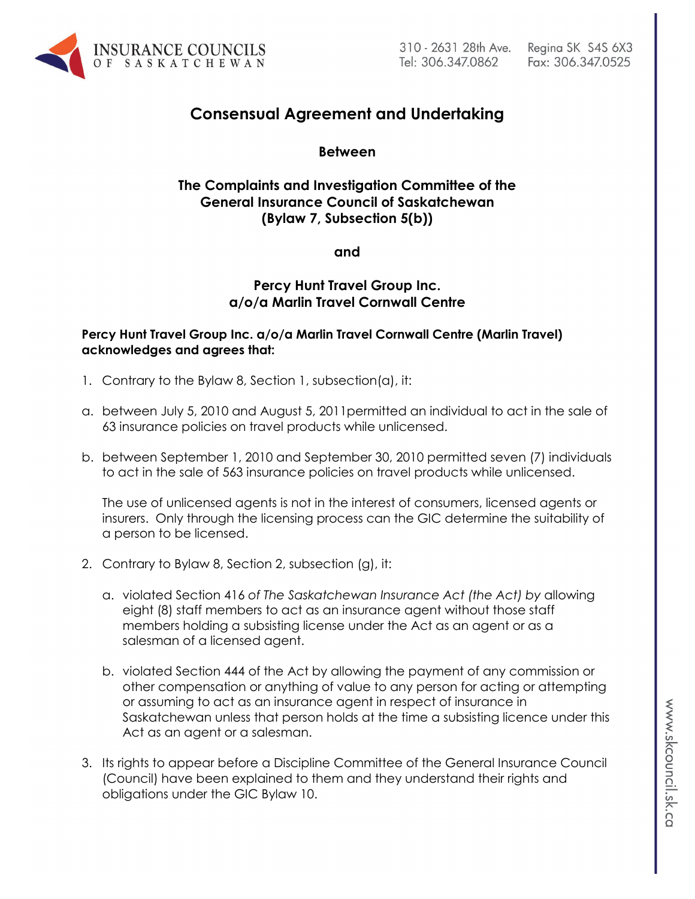# Consensual Agreement and Undertaking

**Between**

**The Complaints and Investigation Committee of the General Insurance Council of Saskatchewan (Bylaw 7, Subsection 5(b))**

**and**

**Percy Hunt Travel Group Inc. a/o/a Marlin Travel Cornwall Centre**

**Percy Hunt Travel Group Inc. a/o/a Marlin Travel Cornwall Centre (Marlin Travel) acknowledges and agrees that:**

1. Contrary to the Bylaw 8, Section 1, subsection(a), it:

a. between July 5, 2010 and August 5, 2011permitted an individual to act in the sale of 63 insurance policies on travel products while unlicensed.

b. between September 1, 2010 and September 30, 2010 permitted seven (7) individuals to act in the sale of 563 insurance policies on travel products while unlicensed.

   The use of unlicensed agents is not in the interest of consumers, licensed agents or insurers. Only through the licensing process can the GIC determine the suitability of a person to be licensed.

2. Contrary to Bylaw 8, Section 2, subsection (g), it:

   a. violated Section 416 *of The Saskatchewan Insurance Act (the Act) by* allowing eight (8) staff members to act as an insurance agent without those staff members holding a subsisting license under the Act as an agent or as a salesman of a licensed agent.

   b. violated Section 444 of the Act by allowing the payment of any commission or other compensation or anything of value to any person for acting or attempting or assuming to act as an insurance agent in respect of insurance in Saskatchewan unless that person holds at the time a subsisting licence under this Act as an agent or a salesman.

3. Its rights to appear before a Discipline Committee of the General Insurance Council (Council) have been explained to them and they understand their rights and obligations under the GIC Bylaw 10.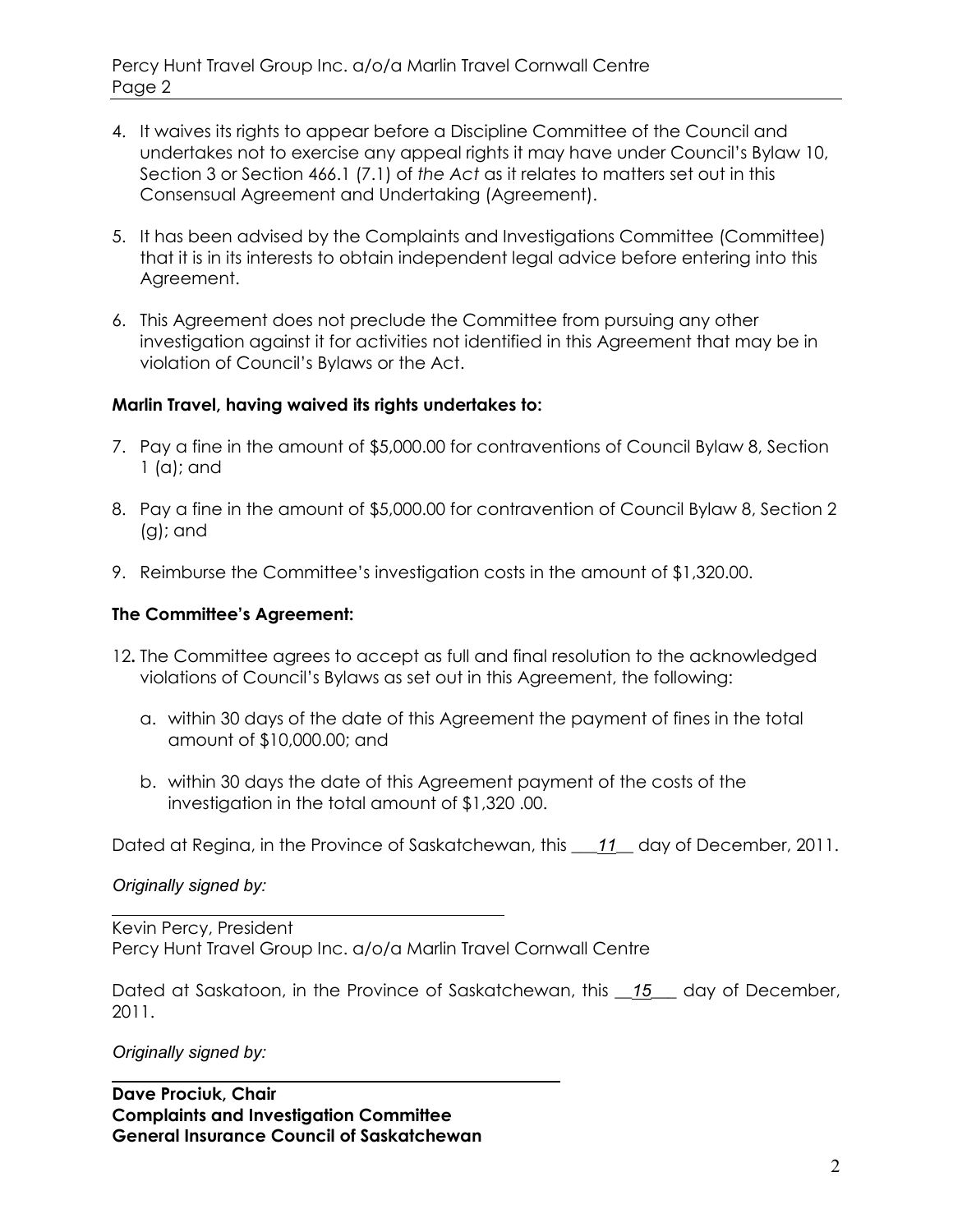4. It waives its rights to appear before a Discipline Committee of the Council and undertakes not to exercise any appeal rights it may have under Council's Bylaw 10, Section 3 or Section 466.1 (7.1) of *the Act* as it relates to matters set out in this Consensual Agreement and Undertaking (Agreement).

5. It has been advised by the Complaints and Investigations Committee (Committee) that it is in its interests to obtain independent legal advice before entering into this Agreement.

6. This Agreement does not preclude the Committee from pursuing any other investigation against it for activities not identified in this Agreement that may be in violation of Council's Bylaws or the Act.

**Marlin Travel, having waived its rights undertakes to:**

7. Pay a fine in the amount of $5,000.00 for contraventions of Council Bylaw 8, Section 1 (a); and

8. Pay a fine in the amount of $5,000.00 for contravention of Council Bylaw 8, Section 2 (g); and

9. Reimburse the Committee's investigation costs in the amount of $1,320.00.

**The Committee's Agreement:**

12. The Committee agrees to accept as full and final resolution to the acknowledged violations of Council's Bylaws as set out in this Agreement, the following:

    a. within 30 days of the date of this Agreement the payment of fines in the total amount of $10,000.00; and

    b. within 30 days the date of this Agreement payment of the costs of the investigation in the total amount of $1,320 .00.

Dated at Regina, in the Province of Saskatchewan, this ___*11*__ day of December, 2011.

*Originally signed by:*

Kevin Percy, President
Percy Hunt Travel Group Inc. a/o/a Marlin Travel Cornwall Centre

Dated at Saskatoon, in the Province of Saskatchewan, this __*15*___ day of December, 2011.

*Originally signed by:*

**Dave Prociuk, Chair**
**Complaints and Investigation Committee**
**General Insurance Council of Saskatchewan**